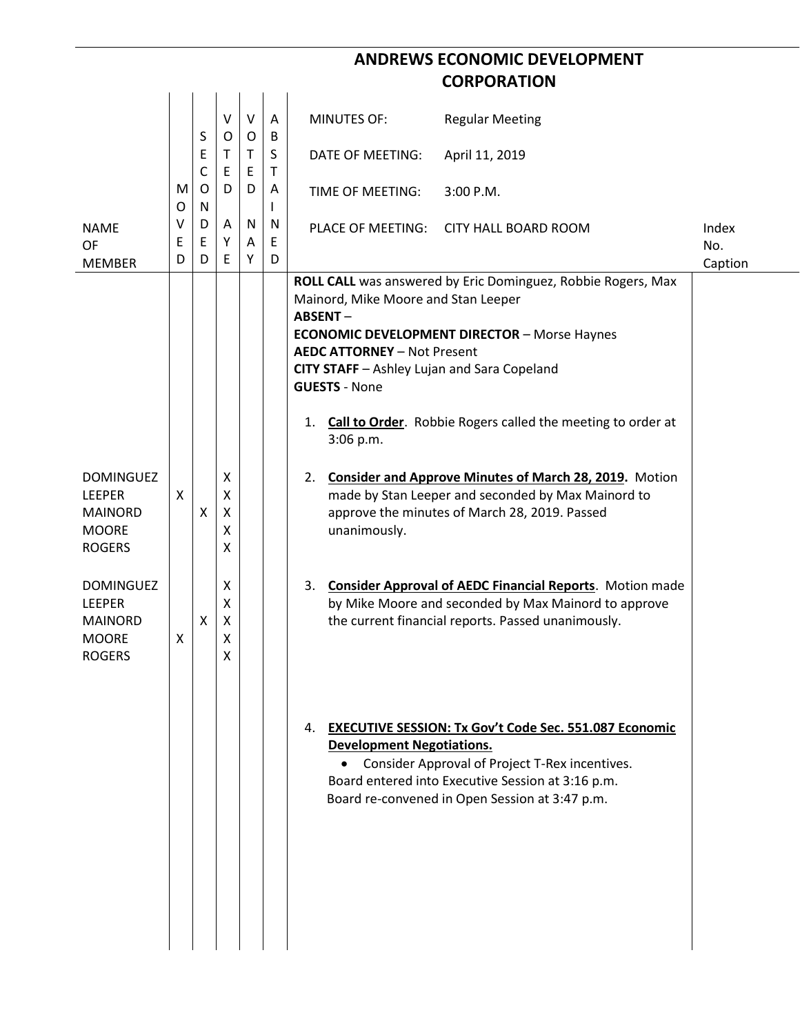# ANDREWS ECONOMIC DEVELOPMENT CORPORATION

| NAME OF MEMBER | MOVED | SECONDED | VOTED AYE | VOTED NAY | ABSTAINED | MINUTES OF: Regular Meeting<br>DATE OF MEETING: April 11, 2019<br>TIME OF MEETING: 3:00 P.M.<br>PLACE OF MEETING: CITY HALL BOARD ROOM | Index No. Caption |
|---|---|---|---|---|---|---|---|
| | | | | | | **ROLL CALL** was answered by Eric Dominguez, Robbie Rogers, Max Mainord, Mike Moore and Stan Leeper<br>**ABSENT** –<br>**ECONOMIC DEVELOPMENT DIRECTOR** – Morse Haynes<br>**AEDC ATTORNEY** – Not Present<br>**CITY STAFF** – Ashley Lujan and Sara Copeland<br>**GUESTS** - None | |
| | | | | | | 1. **Call to Order**. Robbie Rogers called the meeting to order at 3:06 p.m. | |
| DOMINGUEZ | | | X | | | 2. **Consider and Approve Minutes of March 28, 2019.** Motion made by Stan Leeper and seconded by Max Mainord to approve the minutes of March 28, 2019. Passed unanimously. | |
| LEEPER | X | | X | | | | |
| MAINORD | | X | X | | | | |
| MOORE | | | X | | | | |
| ROGERS | | | X | | | | |
| DOMINGUEZ | | | X | | | 3. **Consider Approval of AEDC Financial Reports**. Motion made by Mike Moore and seconded by Max Mainord to approve the current financial reports. Passed unanimously. | |
| LEEPER | | | X | | | | |
| MAINORD | | X | X | | | | |
| MOORE | X | | X | | | | |
| ROGERS | | | X | | | | |
| | | | | | | 4. **EXECUTIVE SESSION: Tx Gov't Code Sec. 551.087 Economic Development Negotiations.**<br>• Consider Approval of Project T-Rex incentives.<br>Board entered into Executive Session at 3:16 p.m.<br>Board re-convened in Open Session at 3:47 p.m. | |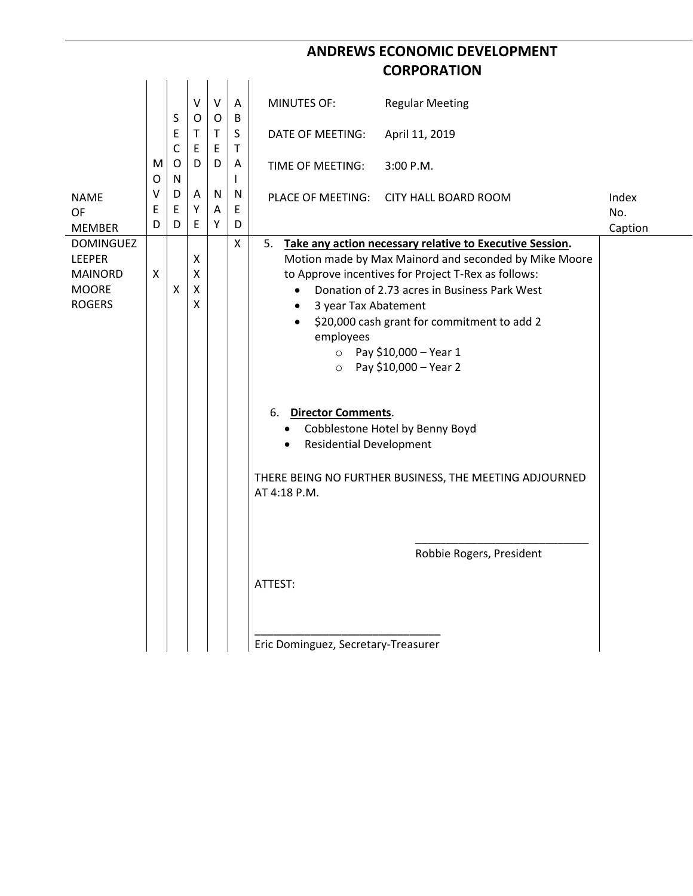# ANDREWS ECONOMIC DEVELOPMENT CORPORATION

| NAME OF MEMBER | MOVED | SECONDED | VOTED AYE | VOTED NAY | ABSTAINED | MINUTES OF: Regular Meeting<br>DATE OF MEETING: April 11, 2019<br>TIME OF MEETING: 3:00 P.M.<br>PLACE OF MEETING: CITY HALL BOARD ROOM | Index No. Caption |
|---|---|---|---|---|---|---|---|
| DOMINGUEZ | | | | | X | | |
| LEEPER | | | X | | | | |
| MAINORD | X | | X | | | | |
| MOORE | | X | X | | | | |
| ROGERS | | | X | | | | |

5. **Take any action necessary relative to Executive Session.**
   Motion made by Max Mainord and seconded by Mike Moore to Approve incentives for Project T-Rex as follows:
   - Donation of 2.73 acres in Business Park West
   - 3 year Tax Abatement
   - $20,000 cash grant for commitment to add 2 employees
     - Pay $10,000 – Year 1
     - Pay $10,000 – Year 2

6. **Director Comments**.
   - Cobblestone Hotel by Benny Boyd
   - Residential Development

THERE BEING NO FURTHER BUSINESS, THE MEETING ADJOURNED AT 4:18 P.M.

_____________________________
Robbie Rogers, President

ATTEST:

_____________________________
Eric Dominguez, Secretary-Treasurer